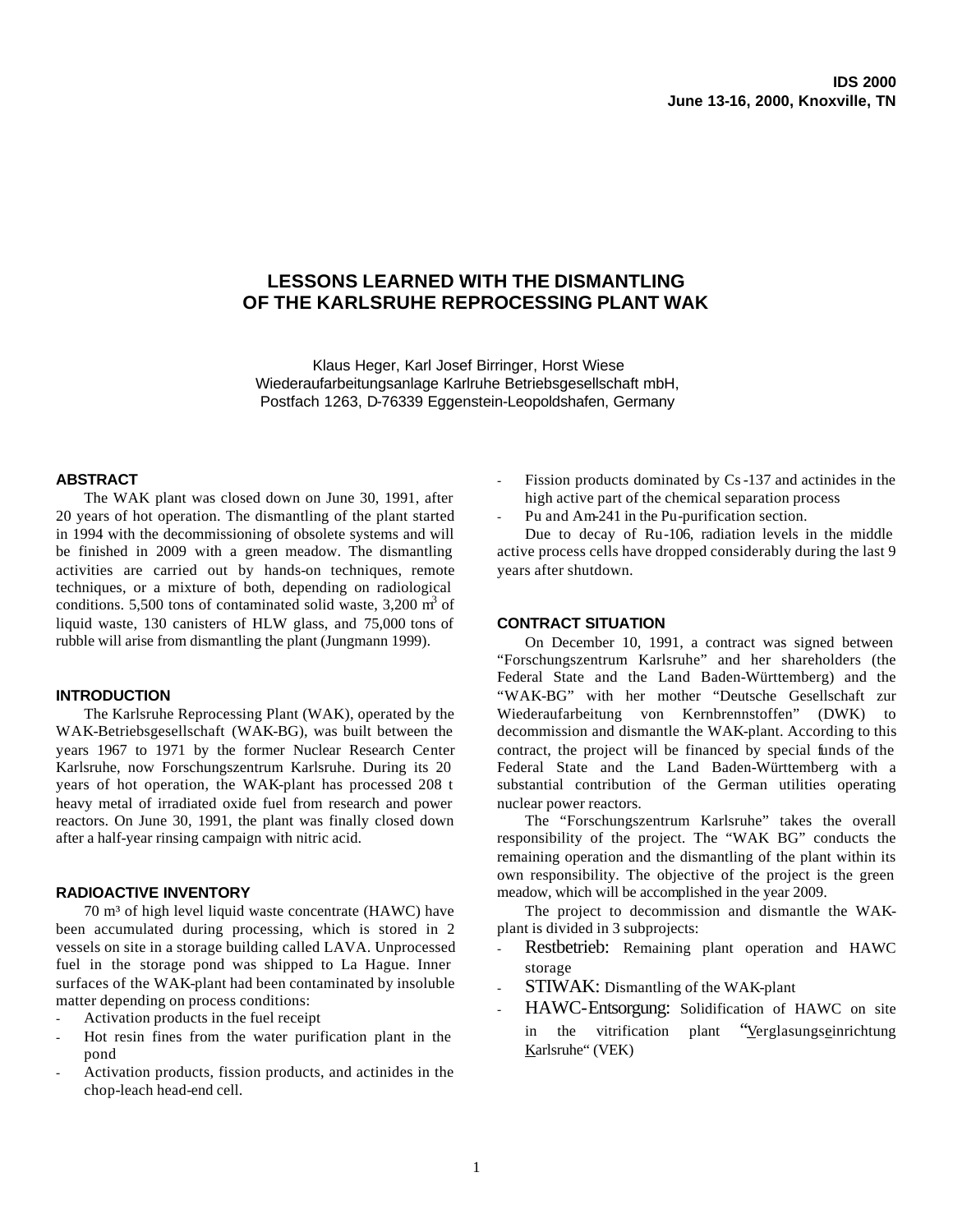# LESSONS LEARNED WITH THE DISMANTLING OF THE KARLSRUHE REPROCESSING PLANT WAK

Klaus Heger, Karl Josef Birringer, Horst Wiese
Wiederaufarbeitungsanlage Karlruhe Betriebsgesellschaft mbH,
Postfach 1263, D-76339 Eggenstein-Leopoldshafen, Germany

## ABSTRACT

The WAK plant was closed down on June 30, 1991, after 20 years of hot operation. The dismantling of the plant started in 1994 with the decommissioning of obsolete systems and will be finished in 2009 with a green meadow. The dismantling activities are carried out by hands-on techniques, remote techniques, or a mixture of both, depending on radiological conditions. 5,500 tons of contaminated solid waste, 3,200 $m^3$ of liquid waste, 130 canisters of HLW glass, and 75,000 tons of rubble will arise from dismantling the plant (Jungmann 1999).

## INTRODUCTION

The Karlsruhe Reprocessing Plant (WAK), operated by the WAK-Betriebsgesellschaft (WAK-BG), was built between the years 1967 to 1971 by the former Nuclear Research Center Karlsruhe, now Forschungszentrum Karlsruhe. During its 20 years of hot operation, the WAK-plant has processed 208 t heavy metal of irradiated oxide fuel from research and power reactors. On June 30, 1991, the plant was finally closed down after a half-year rinsing campaign with nitric acid.

## RADIOACTIVE INVENTORY

70 m³ of high level liquid waste concentrate (HAWC) have been accumulated during processing, which is stored in 2 vessels on site in a storage building called LAVA. Unprocessed fuel in the storage pond was shipped to La Hague. Inner surfaces of the WAK-plant had been contaminated by insoluble matter depending on process conditions:

- Activation products in the fuel receipt
- Hot resin fines from the water purification plant in the pond
- Activation products, fission products, and actinides in the chop-leach head-end cell.
- Fission products dominated by Cs-137 and actinides in the high active part of the chemical separation process
- Pu and Am-241 in the Pu-purification section.

Due to decay of Ru-106, radiation levels in the middle active process cells have dropped considerably during the last 9 years after shutdown.

## CONTRACT SITUATION

On December 10, 1991, a contract was signed between "Forschungszentrum Karlsruhe" and her shareholders (the Federal State and the Land Baden-Württemberg) and the "WAK-BG" with her mother "Deutsche Gesellschaft zur Wiederaufarbeitung von Kernbrennstoffen" (DWK) to decommission and dismantle the WAK-plant. According to this contract, the project will be financed by special funds of the Federal State and the Land Baden-Württemberg with a substantial contribution of the German utilities operating nuclear power reactors.

The "Forschungszentrum Karlsruhe" takes the overall responsibility of the project. The "WAK BG" conducts the remaining operation and the dismantling of the plant within its own responsibility. The objective of the project is the green meadow, which will be accomplished in the year 2009.

The project to decommission and dismantle the WAK-plant is divided in 3 subprojects:

- Restbetrieb: Remaining plant operation and HAWC storage
- STIWAK: Dismantling of the WAK-plant
- HAWC-Entsorgung: Solidification of HAWC on site in the vitrification plant "Verglasungseinrichtung Karlsruhe" (VEK)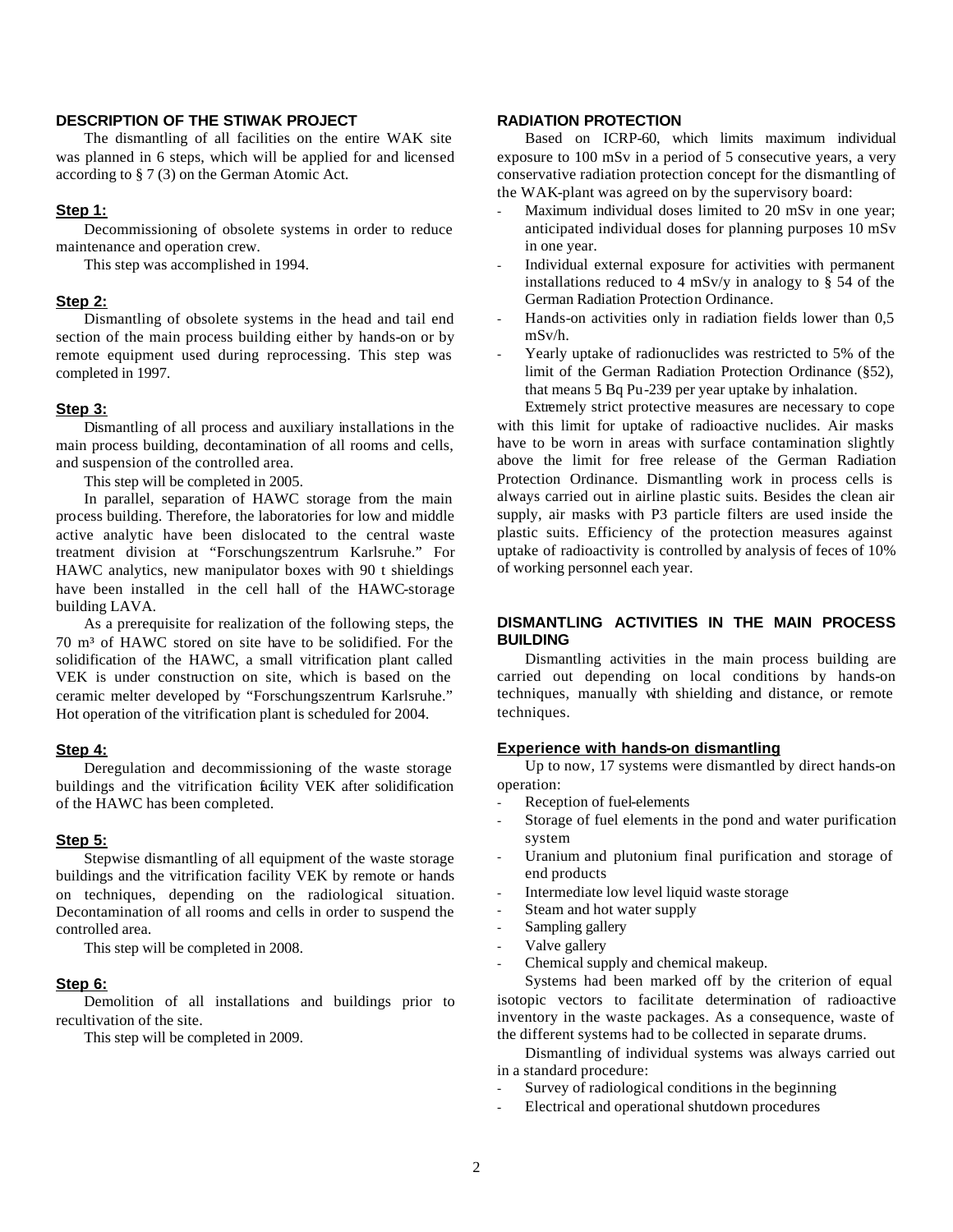## DESCRIPTION OF THE STIWAK PROJECT

The dismantling of all facilities on the entire WAK site was planned in 6 steps, which will be applied for and licensed according to § 7 (3) on the German Atomic Act.

### Step 1:

Decommissioning of obsolete systems in order to reduce maintenance and operation crew.

This step was accomplished in 1994.

### Step 2:

Dismantling of obsolete systems in the head and tail end section of the main process building either by hands-on or by remote equipment used during reprocessing. This step was completed in 1997.

### Step 3:

Dismantling of all process and auxiliary installations in the main process building, decontamination of all rooms and cells, and suspension of the controlled area.

This step will be completed in 2005.

In parallel, separation of HAWC storage from the main process building. Therefore, the laboratories for low and middle active analytic have been dislocated to the central waste treatment division at "Forschungszentrum Karlsruhe." For HAWC analytics, new manipulator boxes with 90 t shieldings have been installed in the cell hall of the HAWC-storage building LAVA.

As a prerequisite for realization of the following steps, the 70 m³ of HAWC stored on site have to be solidified. For the solidification of the HAWC, a small vitrification plant called VEK is under construction on site, which is based on the ceramic melter developed by "Forschungszentrum Karlsruhe." Hot operation of the vitrification plant is scheduled for 2004.

### Step 4:

Deregulation and decommissioning of the waste storage buildings and the vitrification facility VEK after solidification of the HAWC has been completed.

### Step 5:

Stepwise dismantling of all equipment of the waste storage buildings and the vitrification facility VEK by remote or hands on techniques, depending on the radiological situation. Decontamination of all rooms and cells in order to suspend the controlled area.

This step will be completed in 2008.

### Step 6:

Demolition of all installations and buildings prior to recultivation of the site.

This step will be completed in 2009.

## RADIATION PROTECTION

Based on ICRP-60, which limits maximum individual exposure to 100 mSv in a period of 5 consecutive years, a very conservative radiation protection concept for the dismantling of the WAK-plant was agreed on by the supervisory board:

- Maximum individual doses limited to 20 mSv in one year; anticipated individual doses for planning purposes 10 mSv in one year.
- Individual external exposure for activities with permanent installations reduced to 4 mSv/y in analogy to § 54 of the German Radiation Protection Ordinance.
- Hands-on activities only in radiation fields lower than 0,5 mSv/h.
- Yearly uptake of radionuclides was restricted to 5% of the limit of the German Radiation Protection Ordinance (§52), that means 5 Bq Pu-239 per year uptake by inhalation.

Extremely strict protective measures are necessary to cope with this limit for uptake of radioactive nuclides. Air masks have to be worn in areas with surface contamination slightly above the limit for free release of the German Radiation Protection Ordinance. Dismantling work in process cells is always carried out in airline plastic suits. Besides the clean air supply, air masks with P3 particle filters are used inside the plastic suits. Efficiency of the protection measures against uptake of radioactivity is controlled by analysis of feces of 10% of working personnel each year.

## DISMANTLING ACTIVITIES IN THE MAIN PROCESS BUILDING

Dismantling activities in the main process building are carried out depending on local conditions by hands-on techniques, manually with shielding and distance, or remote techniques.

### Experience with hands-on dismantling

Up to now, 17 systems were dismantled by direct hands-on operation:

- Reception of fuel-elements
- Storage of fuel elements in the pond and water purification system
- Uranium and plutonium final purification and storage of end products
- Intermediate low level liquid waste storage
- Steam and hot water supply
- Sampling gallery
- Valve gallery
- Chemical supply and chemical makeup.

Systems had been marked off by the criterion of equal isotopic vectors to facilitate determination of radioactive inventory in the waste packages. As a consequence, waste of the different systems had to be collected in separate drums.

Dismantling of individual systems was always carried out in a standard procedure:

- Survey of radiological conditions in the beginning
- Electrical and operational shutdown procedures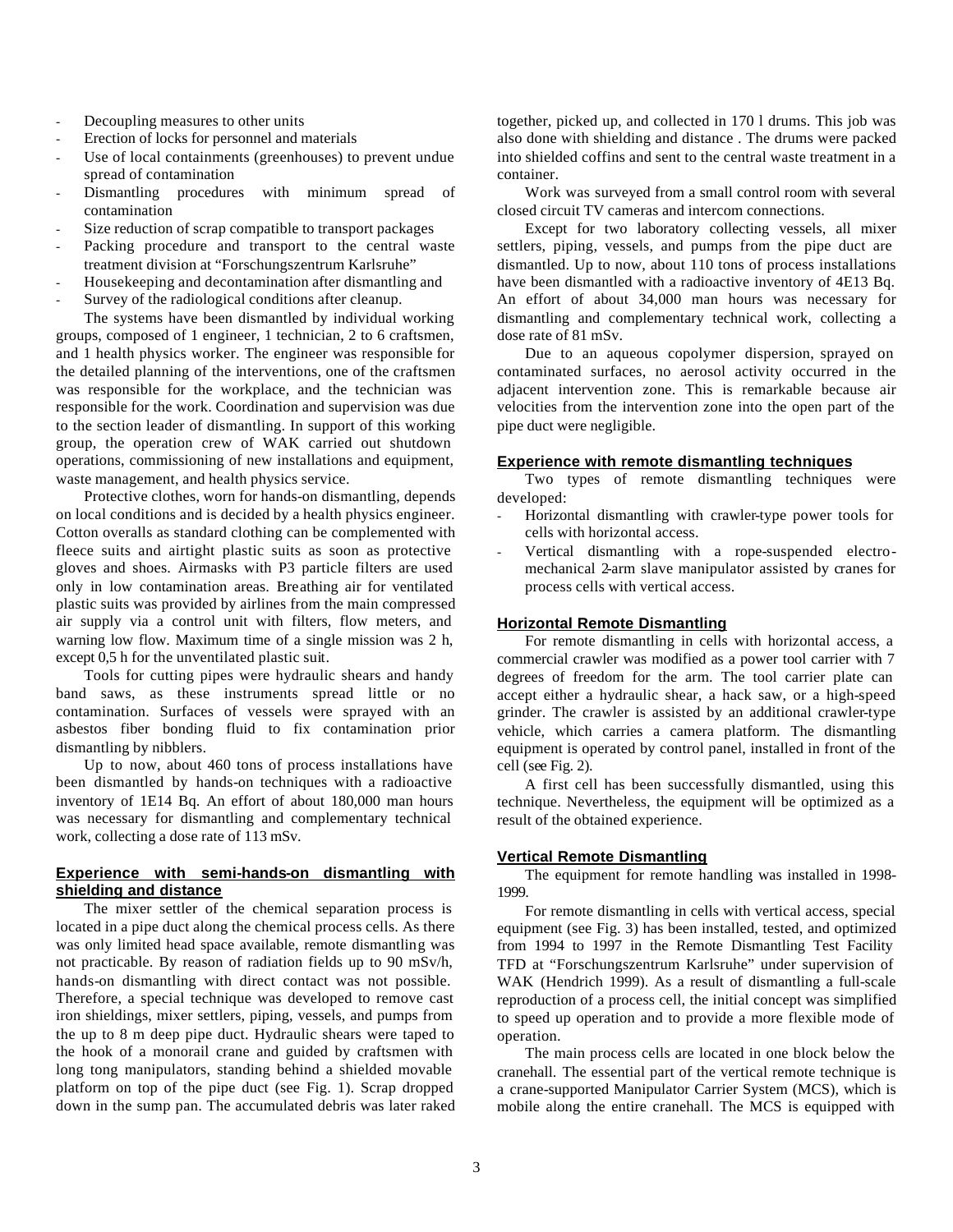- Decoupling measures to other units
- Erection of locks for personnel and materials
- Use of local containments (greenhouses) to prevent undue spread of contamination
- Dismantling procedures with minimum spread of contamination
- Size reduction of scrap compatible to transport packages
- Packing procedure and transport to the central waste treatment division at "Forschungszentrum Karlsruhe"
- Housekeeping and decontamination after dismantling and
- Survey of the radiological conditions after cleanup.

The systems have been dismantled by individual working groups, composed of 1 engineer, 1 technician, 2 to 6 craftsmen, and 1 health physics worker. The engineer was responsible for the detailed planning of the interventions, one of the craftsmen was responsible for the workplace, and the technician was responsible for the work. Coordination and supervision was due to the section leader of dismantling. In support of this working group, the operation crew of WAK carried out shutdown operations, commissioning of new installations and equipment, waste management, and health physics service.

Protective clothes, worn for hands-on dismantling, depends on local conditions and is decided by a health physics engineer. Cotton overalls as standard clothing can be complemented with fleece suits and airtight plastic suits as soon as protective gloves and shoes. Airmasks with P3 particle filters are used only in low contamination areas. Breathing air for ventilated plastic suits was provided by airlines from the main compressed air supply via a control unit with filters, flow meters, and warning low flow. Maximum time of a single mission was 2 h, except 0,5 h for the unventilated plastic suit.

Tools for cutting pipes were hydraulic shears and handy band saws, as these instruments spread little or no contamination. Surfaces of vessels were sprayed with an asbestos fiber bonding fluid to fix contamination prior dismantling by nibblers.

Up to now, about 460 tons of process installations have been dismantled by hands-on techniques with a radioactive inventory of 1E14 Bq. An effort of about 180,000 man hours was necessary for dismantling and complementary technical work, collecting a dose rate of 113 mSv.

## Experience with semi-hands-on dismantling with shielding and distance

The mixer settler of the chemical separation process is located in a pipe duct along the chemical process cells. As there was only limited head space available, remote dismantling was not practicable. By reason of radiation fields up to 90 mSv/h, hands-on dismantling with direct contact was not possible. Therefore, a special technique was developed to remove cast iron shieldings, mixer settlers, piping, vessels, and pumps from the up to 8 m deep pipe duct. Hydraulic shears were taped to the hook of a monorail crane and guided by craftsmen with long tong manipulators, standing behind a shielded movable platform on top of the pipe duct (see Fig. 1). Scrap dropped down in the sump pan. The accumulated debris was later raked together, picked up, and collected in 170 l drums. This job was also done with shielding and distance . The drums were packed into shielded coffins and sent to the central waste treatment in a container.

Work was surveyed from a small control room with several closed circuit TV cameras and intercom connections.

Except for two laboratory collecting vessels, all mixer settlers, piping, vessels, and pumps from the pipe duct are dismantled. Up to now, about 110 tons of process installations have been dismantled with a radioactive inventory of 4E13 Bq. An effort of about 34,000 man hours was necessary for dismantling and complementary technical work, collecting a dose rate of 81 mSv.

Due to an aqueous copolymer dispersion, sprayed on contaminated surfaces, no aerosol activity occurred in the adjacent intervention zone. This is remarkable because air velocities from the intervention zone into the open part of the pipe duct were negligible.

## Experience with remote dismantling techniques

Two types of remote dismantling techniques were developed:

- Horizontal dismantling with crawler-type power tools for cells with horizontal access.
- Vertical dismantling with a rope-suspended electro-mechanical 2-arm slave manipulator assisted by cranes for process cells with vertical access.

### Horizontal Remote Dismantling

For remote dismantling in cells with horizontal access, a commercial crawler was modified as a power tool carrier with 7 degrees of freedom for the arm. The tool carrier plate can accept either a hydraulic shear, a hack saw, or a high-speed grinder. The crawler is assisted by an additional crawler-type vehicle, which carries a camera platform. The dismantling equipment is operated by control panel, installed in front of the cell (see Fig. 2).

A first cell has been successfully dismantled, using this technique. Nevertheless, the equipment will be optimized as a result of the obtained experience.

### Vertical Remote Dismantling

The equipment for remote handling was installed in 1998-1999.

For remote dismantling in cells with vertical access, special equipment (see Fig. 3) has been installed, tested, and optimized from 1994 to 1997 in the Remote Dismantling Test Facility TFD at "Forschungszentrum Karlsruhe" under supervision of WAK (Hendrich 1999). As a result of dismantling a full-scale reproduction of a process cell, the initial concept was simplified to speed up operation and to provide a more flexible mode of operation.

The main process cells are located in one block below the cranehall. The essential part of the vertical remote technique is a crane-supported Manipulator Carrier System (MCS), which is mobile along the entire cranehall. The MCS is equipped with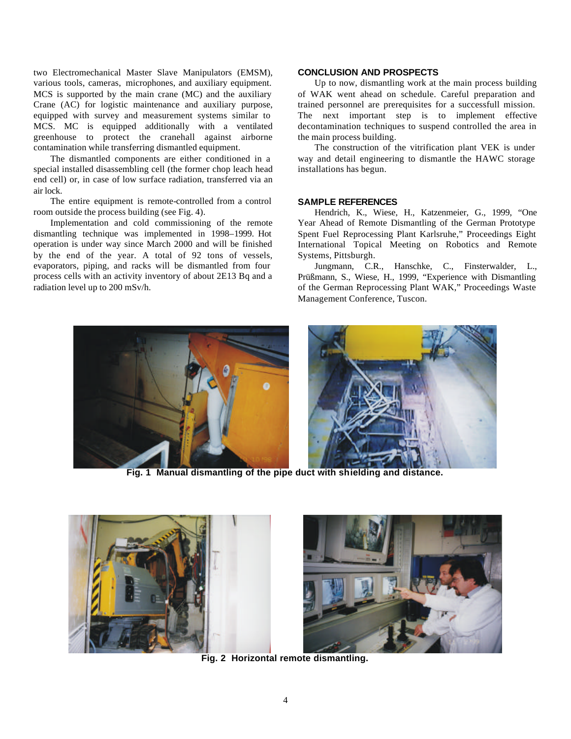two Electromechanical Master Slave Manipulators (EMSM), various tools, cameras, microphones, and auxiliary equipment. MCS is supported by the main crane (MC) and the auxiliary Crane (AC) for logistic maintenance and auxiliary purpose, equipped with survey and measurement systems similar to MCS. MC is equipped additionally with a ventilated greenhouse to protect the cranehall against airborne contamination while transferring dismantled equipment.

The dismantled components are either conditioned in a special installed disassembling cell (the former chop leach head end cell) or, in case of low surface radiation, transferred via an air lock.

The entire equipment is remote-controlled from a control room outside the process building (see Fig. 4).

Implementation and cold commissioning of the remote dismantling technique was implemented in 1998–1999. Hot operation is under way since March 2000 and will be finished by the end of the year. A total of 92 tons of vessels, evaporators, piping, and racks will be dismantled from four process cells with an activity inventory of about 2E13 Bq and a radiation level up to 200 mSv/h.

## CONCLUSION AND PROSPECTS

Up to now, dismantling work at the main process building of WAK went ahead on schedule. Careful preparation and trained personnel are prerequisites for a successfull mission. The next important step is to implement effective decontamination techniques to suspend controlled the area in the main process building.

The construction of the vitrification plant VEK is under way and detail engineering to dismantle the HAWC storage installations has begun.

## SAMPLE REFERENCES

Hendrich, K., Wiese, H., Katzenmeier, G., 1999, "One Year Ahead of Remote Dismantling of the German Prototype Spent Fuel Reprocessing Plant Karlsruhe," Proceedings Eight International Topical Meeting on Robotics and Remote Systems, Pittsburgh.

Jungmann, C.R., Hanschke, C., Finsterwalder, L., Prüßmann, S., Wiese, H., 1999, "Experience with Dismantling of the German Reprocessing Plant WAK," Proceedings Waste Management Conference, Tuscon.

**Fig. 1 Manual dismantling of the pipe duct with shielding and distance.**

**Fig. 2 Horizontal remote dismantling.**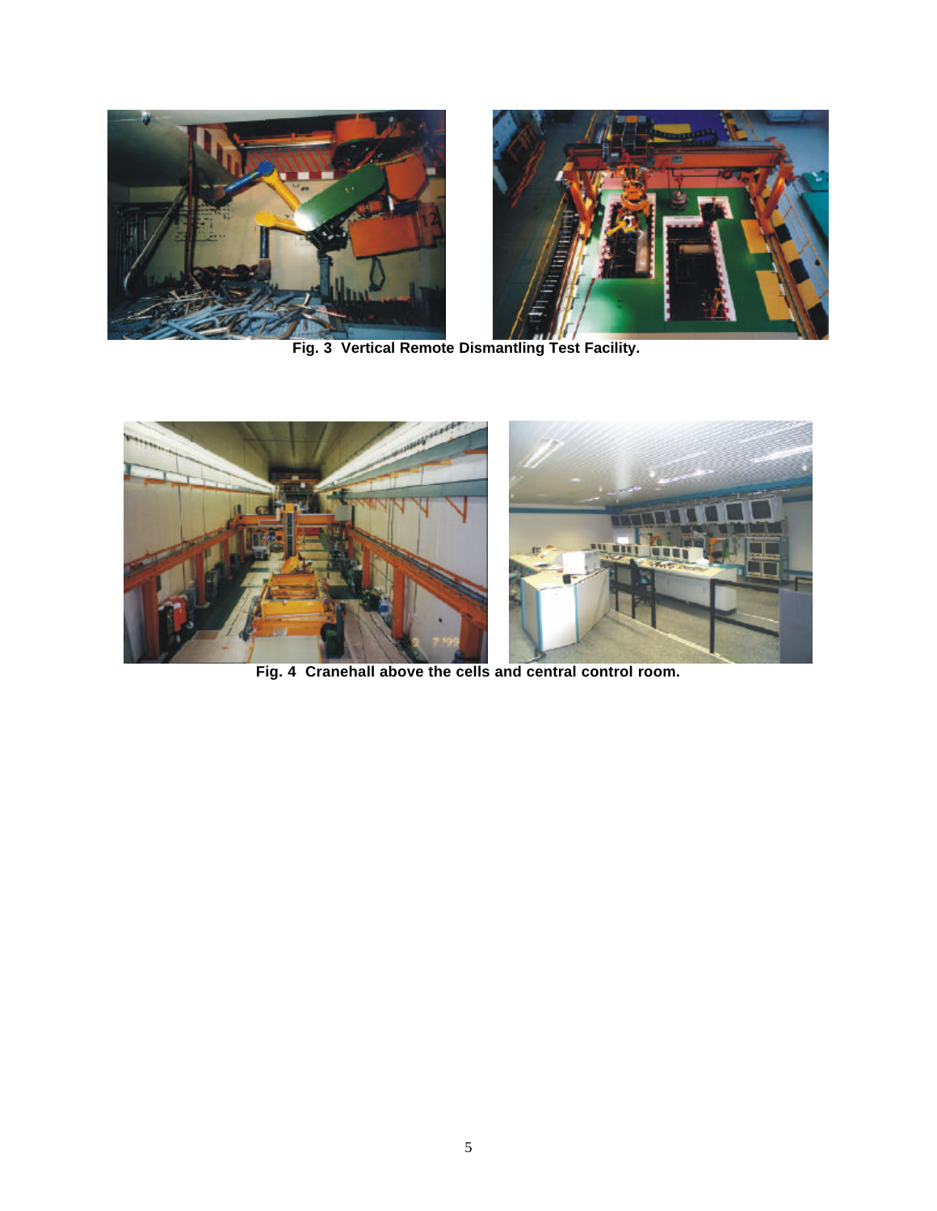Fig. 3 Vertical Remote Dismantling Test Facility.

Fig. 4 Cranehall above the cells and central control room.